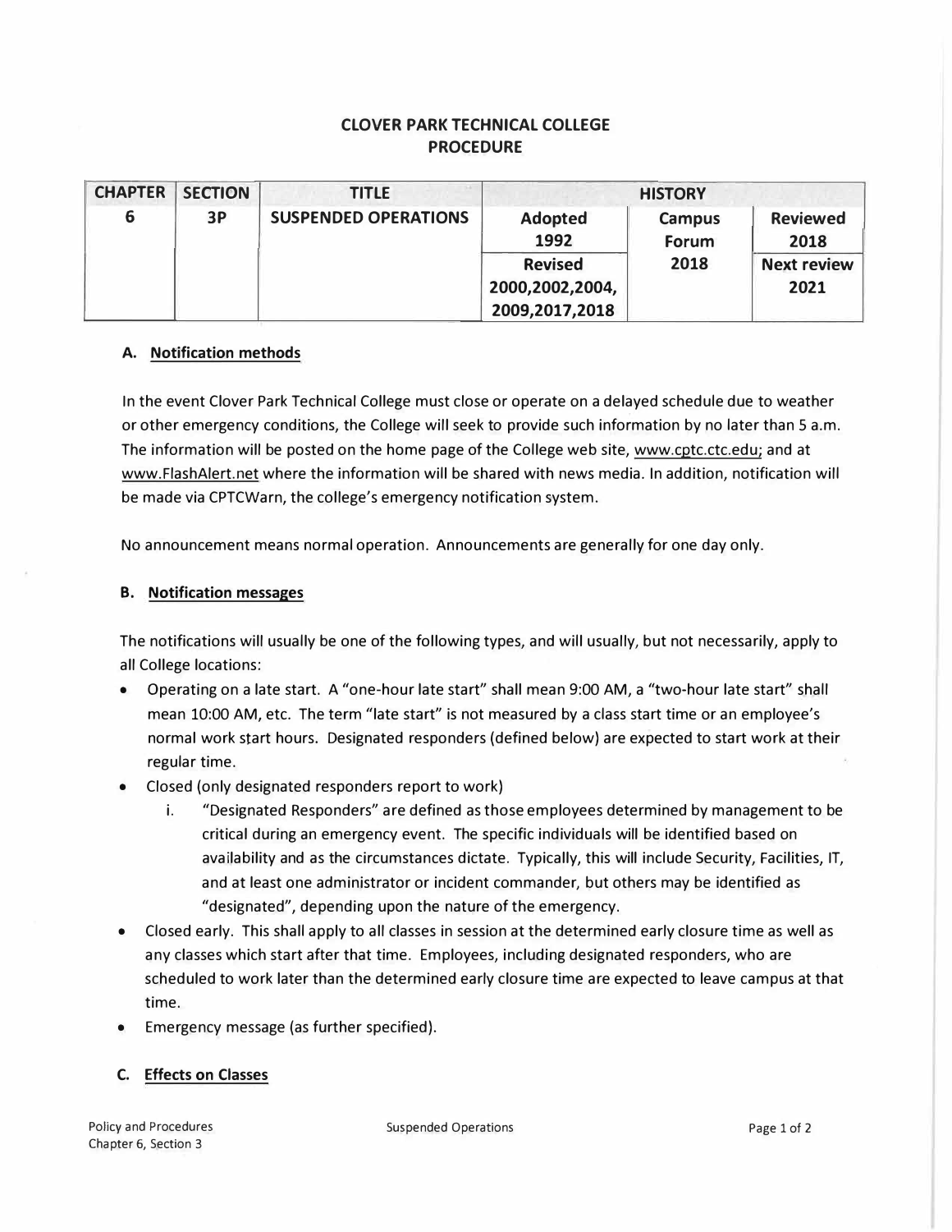# CLOVER PARK TECHNICAL COLLEGE
# PROCEDURE

| CHAPTER | SECTION | TITLE | HISTORY | | |
|---|---|---|---|---|---|
| 6 | 3P | SUSPENDED OPERATIONS | Adopted 1992 | Campus Forum 2018 | Reviewed 2018 |
| | | | Revised 2000,2002,2004, 2009,2017,2018 | | Next review 2021 |

### A. Notification methods

In the event Clover Park Technical College must close or operate on a delayed schedule due to weather or other emergency conditions, the College will seek to provide such information by no later than 5 a.m. The information will be posted on the home page of the College web site, www.cptc.ctc.edu; and at www.FlashAlert.net where the information will be shared with news media. In addition, notification will be made via CPTCWarn, the college's emergency notification system.

No announcement means normal operation. Announcements are generally for one day only.

### B. Notification messages

The notifications will usually be one of the following types, and will usually, but not necessarily, apply to all College locations:

- Operating on a late start. A "one-hour late start" shall mean 9:00 AM, a "two-hour late start" shall mean 10:00 AM, etc. The term "late start" is not measured by a class start time or an employee's normal work start hours. Designated responders (defined below) are expected to start work at their regular time.
- Closed (only designated responders report to work)
  i. "Designated Responders" are defined as those employees determined by management to be critical during an emergency event. The specific individuals will be identified based on availability and as the circumstances dictate. Typically, this will include Security, Facilities, IT, and at least one administrator or incident commander, but others may be identified as "designated", depending upon the nature of the emergency.
- Closed early. This shall apply to all classes in session at the determined early closure time as well as any classes which start after that time. Employees, including designated responders, who are scheduled to work later than the determined early closure time are expected to leave campus at that time.
- Emergency message (as further specified).

### C. Effects on Classes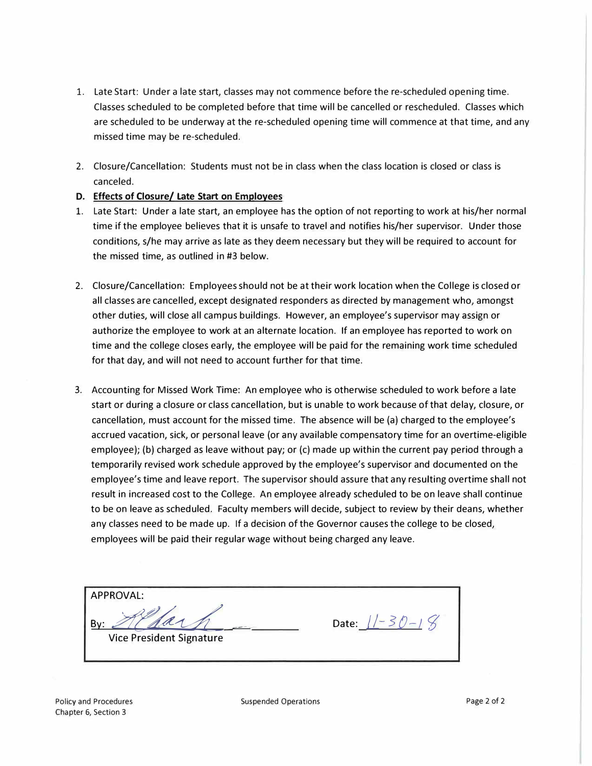1. Late Start: Under a late start, classes may not commence before the re-scheduled opening time. Classes scheduled to be completed before that time will be cancelled or rescheduled. Classes which are scheduled to be underway at the re-scheduled opening time will commence at that time, and any missed time may be re-scheduled.

2. Closure/Cancellation: Students must not be in class when the class location is closed or class is canceled.

**D. <u>Effects of Closure/ Late Start on Employees</u>**

1. Late Start: Under a late start, an employee has the option of not reporting to work at his/her normal time if the employee believes that it is unsafe to travel and notifies his/her supervisor. Under those conditions, s/he may arrive as late as they deem necessary but they will be required to account for the missed time, as outlined in #3 below.

2. Closure/Cancellation: Employees should not be at their work location when the College is closed or all classes are cancelled, except designated responders as directed by management who, amongst other duties, will close all campus buildings. However, an employee's supervisor may assign or authorize the employee to work at an alternate location. If an employee has reported to work on time and the college closes early, the employee will be paid for the remaining work time scheduled for that day, and will not need to account further for that time.

3. Accounting for Missed Work Time: An employee who is otherwise scheduled to work before a late start or during a closure or class cancellation, but is unable to work because of that delay, closure, or cancellation, must account for the missed time. The absence will be (a) charged to the employee's accrued vacation, sick, or personal leave (or any available compensatory time for an overtime-eligible employee); (b) charged as leave without pay; or (c) made up within the current pay period through a temporarily revised work schedule approved by the employee's supervisor and documented on the employee's time and leave report. The supervisor should assure that any resulting overtime shall not result in increased cost to the College. An employee already scheduled to be on leave shall continue to be on leave as scheduled. Faculty members will decide, subject to review by their deans, whether any classes need to be made up. If a decision of the Governor causes the college to be closed, employees will be paid their regular wage without being charged any leave.

APPROVAL:

By: [signature]
Vice President Signature

Date: 11-30-18

Policy and Procedures
Chapter 6, Section 3

Suspended Operations